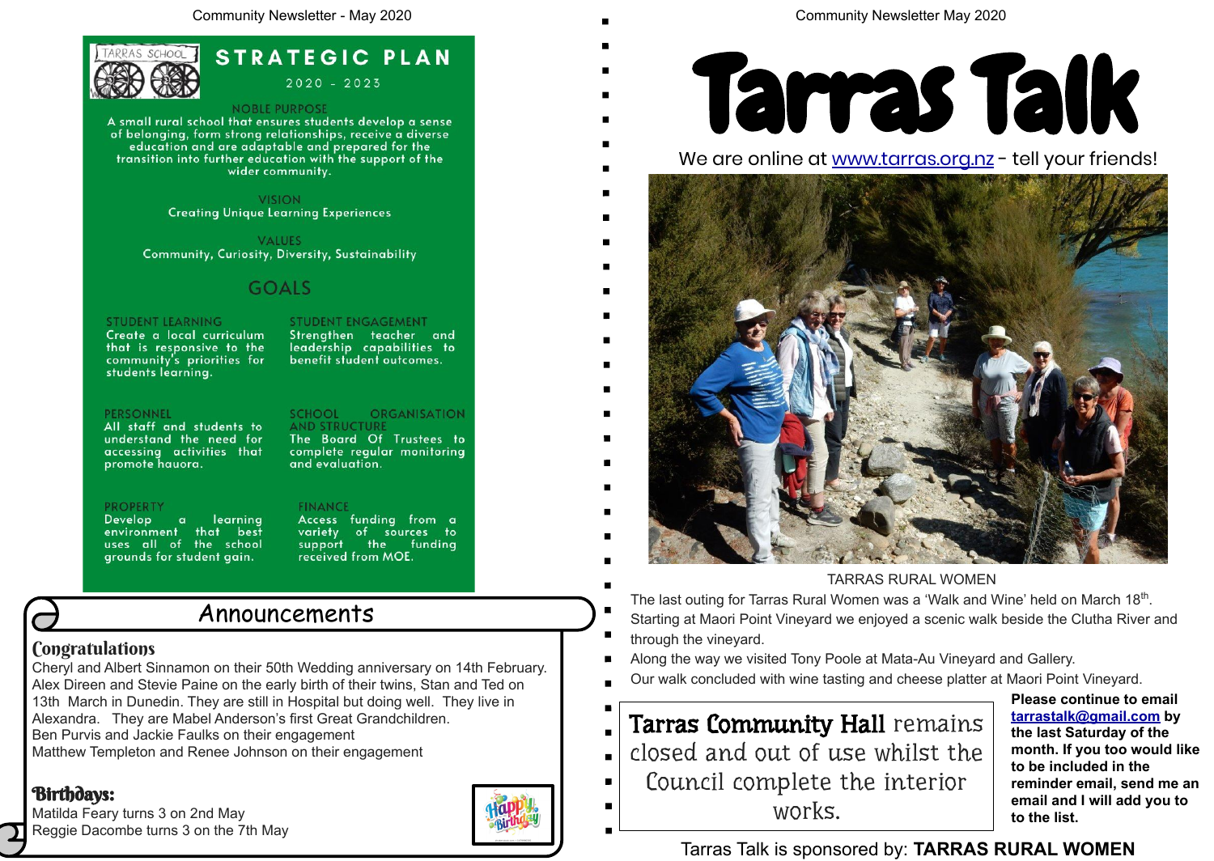# STRATEGIC PLAN

2020 - 2023

TARRAS SCHOOL

### NOBLE PURPOSE

A small rural school that ensures students develop a sense of belonging, form strong relationships, receive a diverse education and are adaptable and prepared for the transition into further education with the support of the wider community.

### VISION

Creating Unique Learning Experiences

### VALUES

Community, Curiosity, Diversity, Sustainability

## GOALS

**STUDENT LEARNING**
Create a local curriculum that is responsive to the community's priorities for students learning.

**STUDENT ENGAGEMENT**
Strengthen teacher and leadership capabilities to benefit student outcomes.

**PERSONNEL**
All staff and students to understand the need for accessing activities that promote hauora.

**SCHOOL ORGANISATION AND STRUCTURE**
The Board Of Trustees to complete regular monitoring and evaluation.

**PROPERTY**
Develop a learning environment that best uses all of the school grounds for student gain.

**FINANCE**
Access funding from a variety of sources to support the funding received from MOE.

## Announcements

### Congratulations

Cheryl and Albert Sinnamon on their 50th Wedding anniversary on 14th February.
Alex Direen and Stevie Paine on the early birth of their twins, Stan and Ted on 13th March in Dunedin. They are still in Hospital but doing well. They live in Alexandra. They are Mabel Anderson's first Great Grandchildren.
Ben Purvis and Jackie Faulks on their engagement
Matthew Templeton and Renee Johnson on their engagement

### Birthdays:

Matilda Feary turns 3 on 2nd May
Reggie Dacombe turns 3 on the 7th May

# Tarras Talk

We are online at www.tarras.org.nz - tell your friends!

TARRAS RURAL WOMEN

The last outing for Tarras Rural Women was a 'Walk and Wine' held on March 18th. Starting at Maori Point Vineyard we enjoyed a scenic walk beside the Clutha River and through the vineyard.
Along the way we visited Tony Poole at Mata-Au Vineyard and Gallery.
Our walk concluded with wine tasting and cheese platter at Maori Point Vineyard.

**Tarras Community Hall** remains closed and out of use whilst the Council complete the interior works.

**Please continue to email tarrastalk@gmail.com by the last Saturday of the month. If you too would like to be included in the reminder email, send me an email and I will add you to the list.**

Tarras Talk is sponsored by: **TARRAS RURAL WOMEN**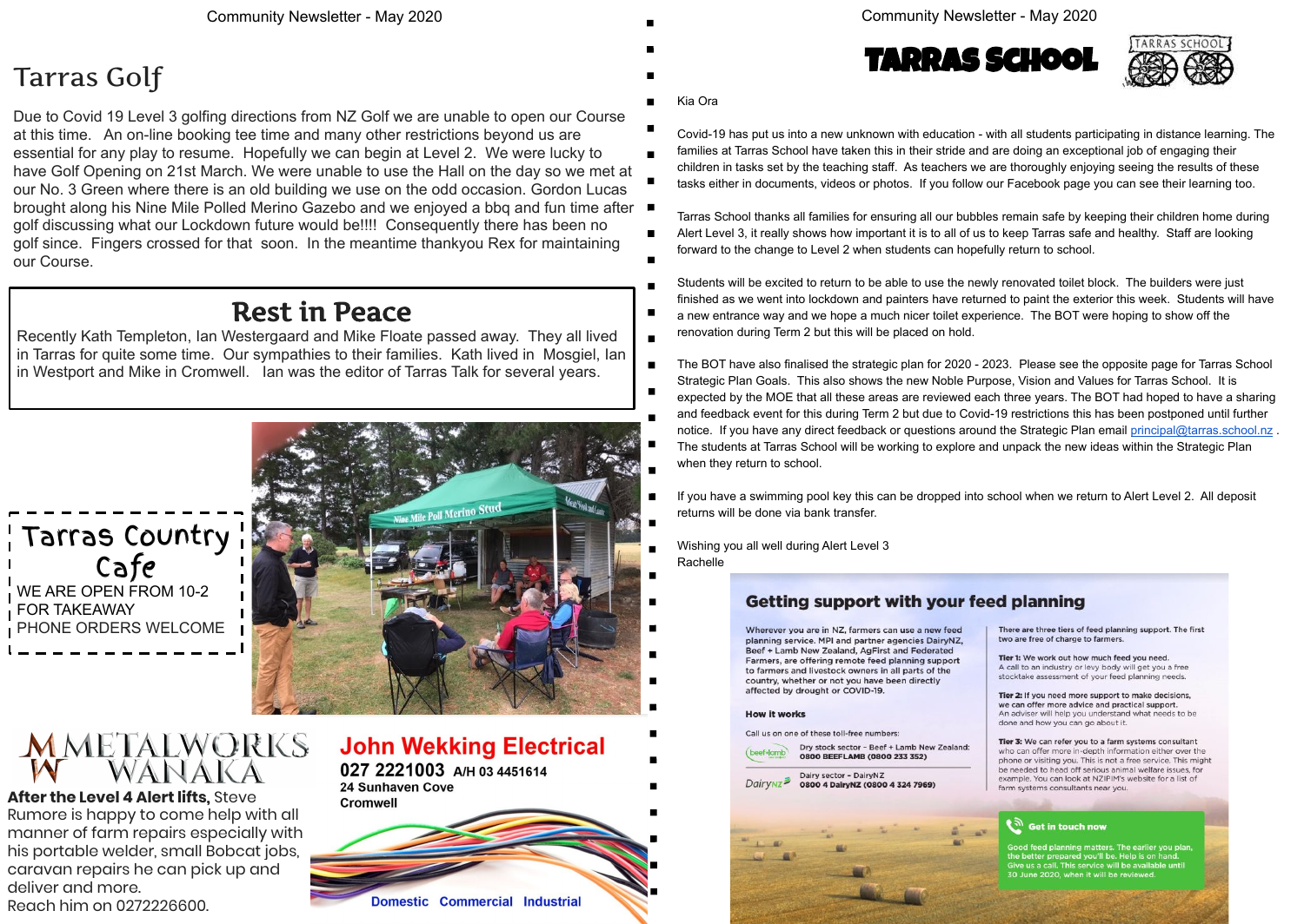# Tarras Golf

Due to Covid 19 Level 3 golfing directions from NZ Golf we are unable to open our Course at this time. An on-line booking tee time and many other restrictions beyond us are essential for any play to resume. Hopefully we can begin at Level 2. We were lucky to have Golf Opening on 21st March. We were unable to use the Hall on the day so we met at our No. 3 Green where there is an old building we use on the odd occasion. Gordon Lucas brought along his Nine Mile Polled Merino Gazebo and we enjoyed a bbq and fun time after golf discussing what our Lockdown future would be!!!! Consequently there has been no golf since. Fingers crossed for that soon. In the meantime thankyou Rex for maintaining our Course.

## Rest in Peace

Recently Kath Templeton, Ian Westergaard and Mike Floate passed away. They all lived in Tarras for quite some time. Our sympathies to their families. Kath lived in Mosgiel, Ian in Westport and Mike in Cromwell. Ian was the editor of Tarras Talk for several years.

## Tarras Country Cafe

WE ARE OPEN FROM 10-2
FOR TAKEAWAY
PHONE ORDERS WELCOME

## Metalworks Wanaka

**After the Level 4 Alert lifts,** Steve Rumore is happy to come help with all manner of farm repairs especially with his portable welder, small Bobcat jobs, caravan repairs he can pick up and deliver and more.
Reach him on 0272226600.

## John Wekking Electrical

**027 2221003** **A/H 03 4451614**
**24 Sunhaven Cove**
**Cromwell**

Domestic Commercial Industrial

# TARRAS SCHOOL

Kia Ora

Covid-19 has put us into a new unknown with education - with all students participating in distance learning. The families at Tarras School have taken this in their stride and are doing an exceptional job of engaging their children in tasks set by the teaching staff. As teachers we are thoroughly enjoying seeing the results of these tasks either in documents, videos or photos. If you follow our Facebook page you can see their learning too.

Tarras School thanks all families for ensuring all our bubbles remain safe by keeping their children home during Alert Level 3, it really shows how important it is to all of us to keep Tarras safe and healthy. Staff are looking forward to the change to Level 2 when students can hopefully return to school.

Students will be excited to return to be able to use the newly renovated toilet block. The builders were just finished as we went into lockdown and painters have returned to paint the exterior this week. Students will have a new entrance way and we hope a much nicer toilet experience. The BOT were hoping to show off the renovation during Term 2 but this will be placed on hold.

The BOT have also finalised the strategic plan for 2020 - 2023. Please see the opposite page for Tarras School Strategic Plan Goals. This also shows the new Noble Purpose, Vision and Values for Tarras School. It is expected by the MOE that all these areas are reviewed each three years. The BOT had hoped to have a sharing and feedback event for this during Term 2 but due to Covid-19 restrictions this has been postponed until further notice. If you have any direct feedback or questions around the Strategic Plan email principal@tarras.school.nz . The students at Tarras School will be working to explore and unpack the new ideas within the Strategic Plan when they return to school.

If you have a swimming pool key this can be dropped into school when we return to Alert Level 2. All deposit returns will be done via bank transfer.

Wishing you all well during Alert Level 3
Rachelle

## Getting support with your feed planning

Wherever you are in NZ, farmers can use a new feed planning service. MPI and partner agencies DairyNZ, Beef + Lamb New Zealand, AgFirst and Federated Farmers, are offering remote feed planning support to farmers and livestock owners in all parts of the country, whether or not you have been directly affected by drought or COVID-19.

**How it works**

Call us on one of these toll-free numbers:

Dry stock sector – Beef + Lamb New Zealand: **0800 BEEFLAMB (0800 233 352)**

Dairy sector – DairyNZ **0800 4 DairyNZ (0800 4 324 7969)**

There are three tiers of feed planning support. The first two are free of charge to farmers.

**Tier 1:** We work out how much feed you need. A call to an industry or levy body will get you a free stocktake assessment of your feed planning needs.

**Tier 2:** If you need more support to make decisions, we can offer more advice and practical support. An adviser will help you understand what needs to be done and how you can go about it.

**Tier 3:** We can refer you to a farm systems consultant who can offer more in-depth information either over the phone or visiting you. This is not a free service. This might be needed to head off serious animal welfare issues, for example. You can look at NZIPIM's website for a list of farm systems consultants near you.

**Get in touch now**

Good feed planning matters. The earlier you plan, the better prepared you'll be. Help is on hand. Give us a call. This service will be available until 30 June 2020, when it will be reviewed.